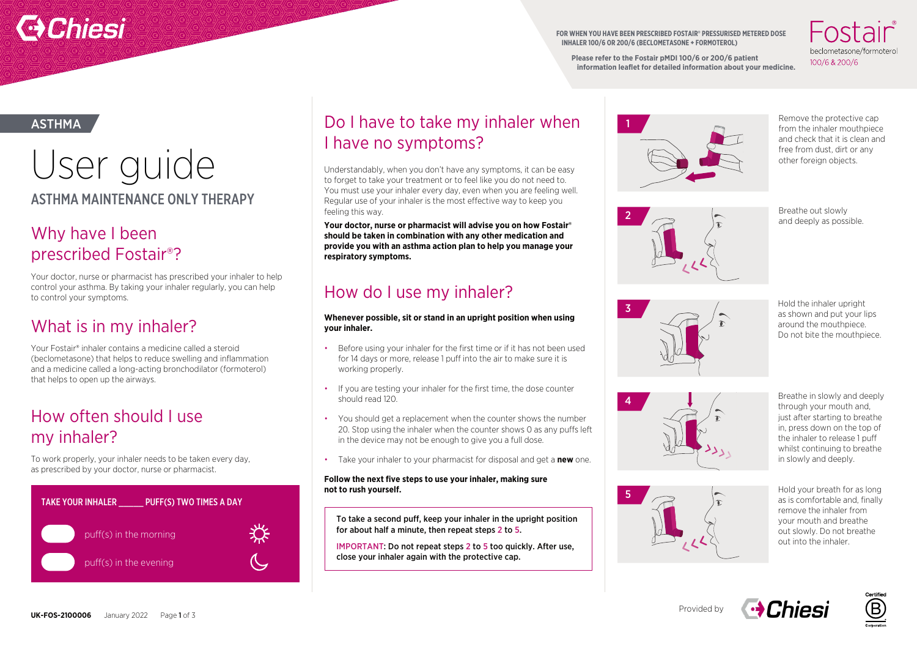FOR WHEN YOU HAVE BEEN PRESCRIBED FOSTAIR® PRESSURISED METERED DOSE INHALER 100/6 OR 200/6 (BECLOMETASONE + FORMOTEROL)

**Please refer to the Fostair pMDI 100/6 or 200/6 patient information leaflet for detailed information about your medicine.**

Fostair® beclometasone/formoterol 100/6 & 200/6

ASTHMA

# User guide

## ASTHMA MAINTENANCE ONLY THERAPY

## Why have I been prescribed Fostair®?

Your doctor, nurse or pharmacist has prescribed your inhaler to help control your asthma. By taking your inhaler regularly, you can help to control your symptoms.

## What is in my inhaler?

Your Fostair® inhaler contains a medicine called a steroid (beclometasone) that helps to reduce swelling and inflammation and a medicine called a long-acting bronchodilator (formoterol) that helps to open up the airways.

## How often should I use my inhaler?

To work properly, your inhaler needs to be taken every day, as prescribed by your doctor, nurse or pharmacist.

**TAKE YOUR INHALER _____ PUFF(S) TWO TIMES A DAY**

_____ puff(s) in the morning

_____ puff(s) in the evening

## Do I have to take my inhaler when I have no symptoms?

Understandably, when you don't have any symptoms, it can be easy to forget to take your treatment or to feel like you do not need to. You must use your inhaler every day, even when you are feeling well. Regular use of your inhaler is the most effective way to keep you feeling this way.

**Your doctor, nurse or pharmacist will advise you on how Fostair® should be taken in combination with any other medication and provide you with an asthma action plan to help you manage your respiratory symptoms.**

## How do I use my inhaler?

**Whenever possible, sit or stand in an upright position when using your inhaler.**

- Before using your inhaler for the first time or if it has not been used for 14 days or more, release 1 puff into the air to make sure it is working properly.
- If you are testing your inhaler for the first time, the dose counter should read 120.
- You should get a replacement when the counter shows the number 20. Stop using the inhaler when the counter shows 0 as any puffs left in the device may not be enough to give you a full dose.
- Take your inhaler to your pharmacist for disposal and get a **new** one.

**Follow the next five steps to use your inhaler, making sure not to rush yourself.**

**To take a second puff, keep your inhaler in the upright position for about half a minute, then repeat steps 2 to 5.**

**IMPORTANT: Do not repeat steps 2 to 5 too quickly. After use, close your inhaler again with the protective cap.**

1. Remove the protective cap from the inhaler mouthpiece and check that it is clean and free from dust, dirt or any other foreign objects.
2. Breathe out slowly and deeply as possible.
3. Hold the inhaler upright as shown and put your lips around the mouthpiece. Do not bite the mouthpiece.
4. Breathe in slowly and deeply through your mouth and, just after starting to breathe in, press down on the top of the inhaler to release 1 puff whilst continuing to breathe in slowly and deeply.
5. Hold your breath for as long as is comfortable and, finally remove the inhaler from your mouth and breathe out slowly. Do not breathe out into the inhaler.

Provided by Chiesi

**UK-FOS-2100006** January 2022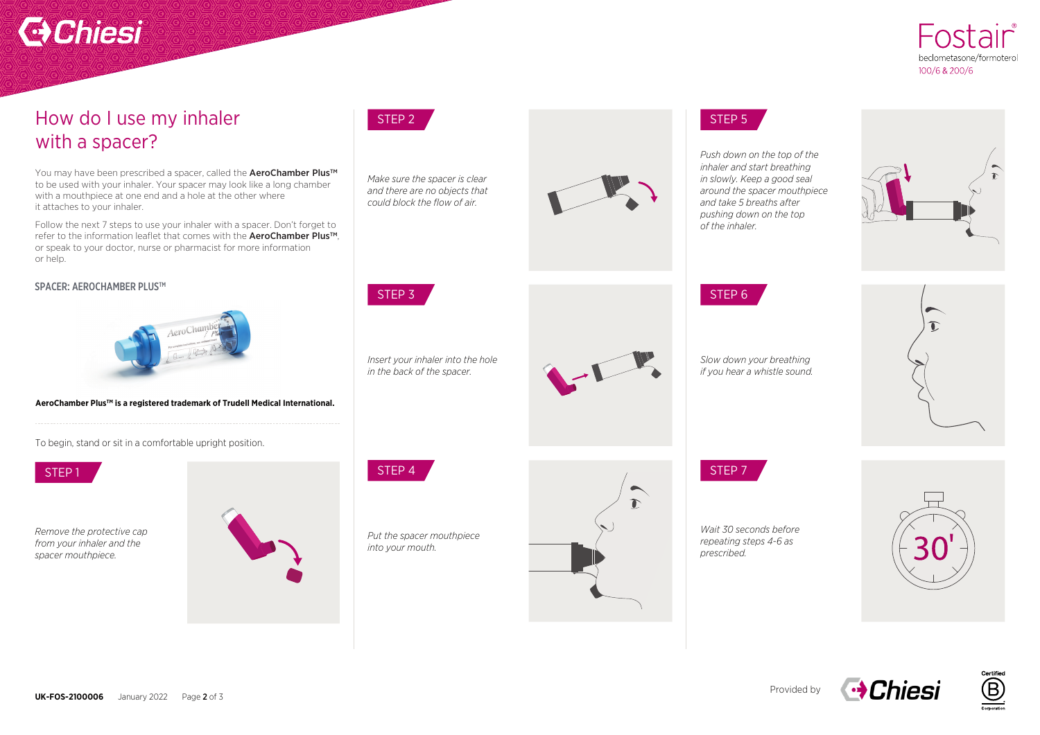Fostair®
beclometasone/formoterol
100/6 & 200/6

# How do I use my inhaler with a spacer?

You may have been prescribed a spacer, called the **AeroChamber Plus™** to be used with your inhaler. Your spacer may look like a long chamber with a mouthpiece at one end and a hole at the other where it attaches to your inhaler.

Follow the next 7 steps to use your inhaler with a spacer. Don't forget to refer to the information leaflet that comes with the **AeroChamber Plus™**, or speak to your doctor, nurse or pharmacist for more information or help.

## SPACER: AEROCHAMBER PLUS™

**AeroChamber Plus™ is a registered trademark of Trudell Medical International.**

To begin, stand or sit in a comfortable upright position.

### STEP 1

*Remove the protective cap from your inhaler and the spacer mouthpiece.*

### STEP 2

*Make sure the spacer is clear and there are no objects that could block the flow of air.*

### STEP 3

*Insert your inhaler into the hole in the back of the spacer.*

### STEP 4

*Put the spacer mouthpiece into your mouth.*

### STEP 5

*Push down on the top of the inhaler and start breathing in slowly. Keep a good seal around the spacer mouthpiece and take 5 breaths after pushing down on the top of the inhaler.*

### STEP 6

*Slow down your breathing if you hear a whistle sound.*

### STEP 7

*Wait 30 seconds before repeating steps 4-6 as prescribed.*

30'

UK-FOS-2100006 January 2022

Provided by Chiesi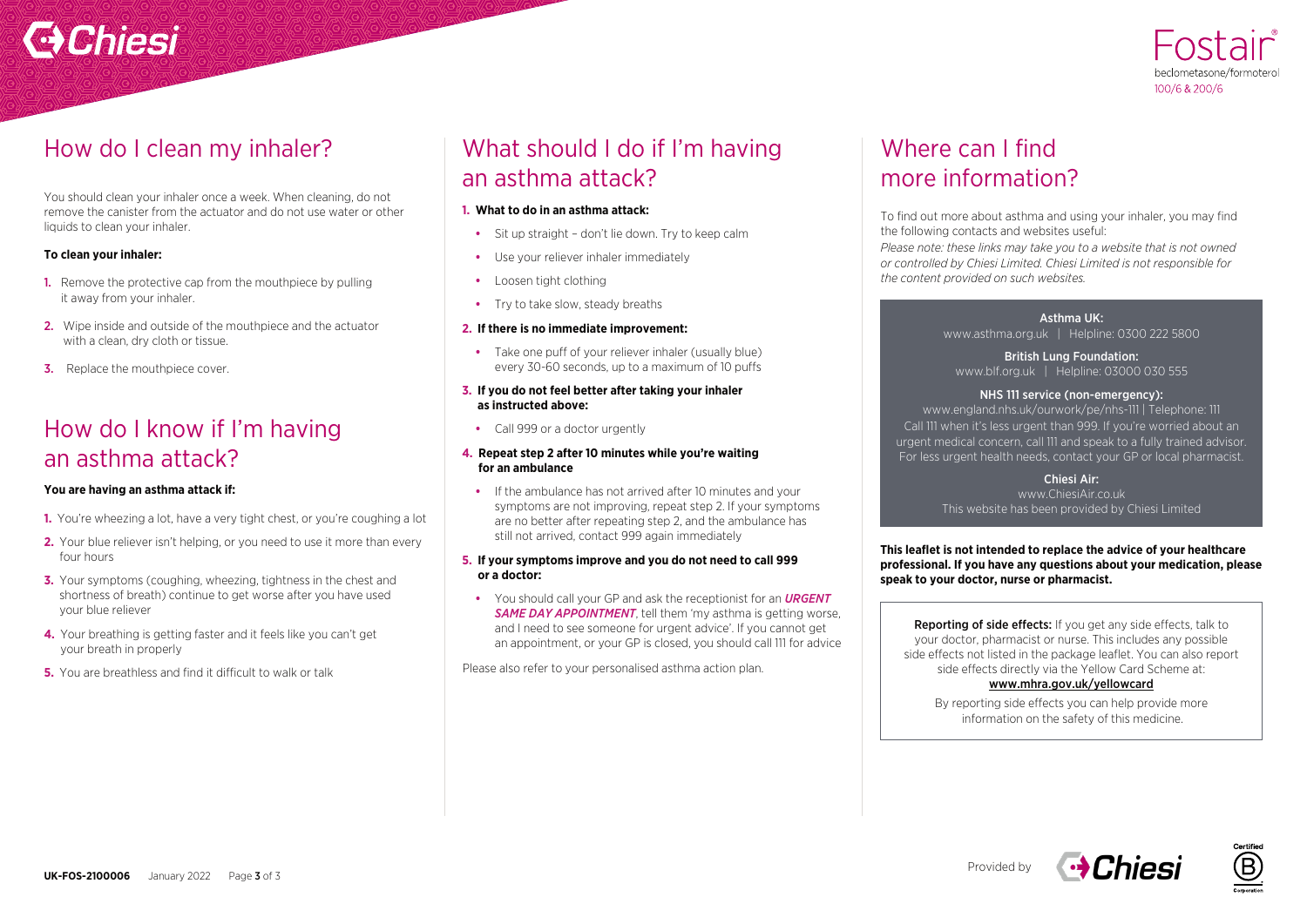Fostair®
beclometasone/formoterol
100/6 & 200/6

## How do I clean my inhaler?

You should clean your inhaler once a week. When cleaning, do not remove the canister from the actuator and do not use water or other liquids to clean your inhaler.

**To clean your inhaler:**

1. Remove the protective cap from the mouthpiece by pulling it away from your inhaler.
2. Wipe inside and outside of the mouthpiece and the actuator with a clean, dry cloth or tissue.
3. Replace the mouthpiece cover.

## How do I know if I'm having an asthma attack?

**You are having an asthma attack if:**

1. You're wheezing a lot, have a very tight chest, or you're coughing a lot
2. Your blue reliever isn't helping, or you need to use it more than every four hours
3. Your symptoms (coughing, wheezing, tightness in the chest and shortness of breath) continue to get worse after you have used your blue reliever
4. Your breathing is getting faster and it feels like you can't get your breath in properly
5. You are breathless and find it difficult to walk or talk

## What should I do if I'm having an asthma attack?

1. **What to do in an asthma attack:**
   - Sit up straight – don't lie down. Try to keep calm
   - Use your reliever inhaler immediately
   - Loosen tight clothing
   - Try to take slow, steady breaths
2. **If there is no immediate improvement:**
   - Take one puff of your reliever inhaler (usually blue) every 30-60 seconds, up to a maximum of 10 puffs
3. **If you do not feel better after taking your inhaler as instructed above:**
   - Call 999 or a doctor urgently
4. **Repeat step 2 after 10 minutes while you're waiting for an ambulance**
   - If the ambulance has not arrived after 10 minutes and your symptoms are not improving, repeat step 2. If your symptoms are no better after repeating step 2, and the ambulance has still not arrived, contact 999 again immediately
5. **If your symptoms improve and you do not need to call 999 or a doctor:**
   - You should call your GP and ask the receptionist for an ***URGENT SAME DAY APPOINTMENT***, tell them 'my asthma is getting worse, and I need to see someone for urgent advice'. If you cannot get an appointment, or your GP is closed, you should call 111 for advice

Please also refer to your personalised asthma action plan.

## Where can I find more information?

To find out more about asthma and using your inhaler, you may find the following contacts and websites useful:

*Please note: these links may take you to a website that is not owned or controlled by Chiesi Limited. Chiesi Limited is not responsible for the content provided on such websites.*

**Asthma UK:**
www.asthma.org.uk | Helpline: 0300 222 5800

**British Lung Foundation:**
www.blf.org.uk | Helpline: 03000 030 555

**NHS 111 service (non-emergency):**
www.england.nhs.uk/ourwork/pe/nhs-111 | Telephone: 111
Call 111 when it's less urgent than 999. If you're worried about an urgent medical concern, call 111 and speak to a fully trained advisor. For less urgent health needs, contact your GP or local pharmacist.

**Chiesi Air:**
www.ChiesiAir.co.uk
This website has been provided by Chiesi Limited

**This leaflet is not intended to replace the advice of your healthcare professional. If you have any questions about your medication, please speak to your doctor, nurse or pharmacist.**

**Reporting of side effects:** If you get any side effects, talk to your doctor, pharmacist or nurse. This includes any possible side effects not listed in the package leaflet. You can also report side effects directly via the Yellow Card Scheme at: **www.mhra.gov.uk/yellowcard**

By reporting side effects you can help provide more information on the safety of this medicine.

Provided by Chiesi

**UK-FOS-2100006** January 2022